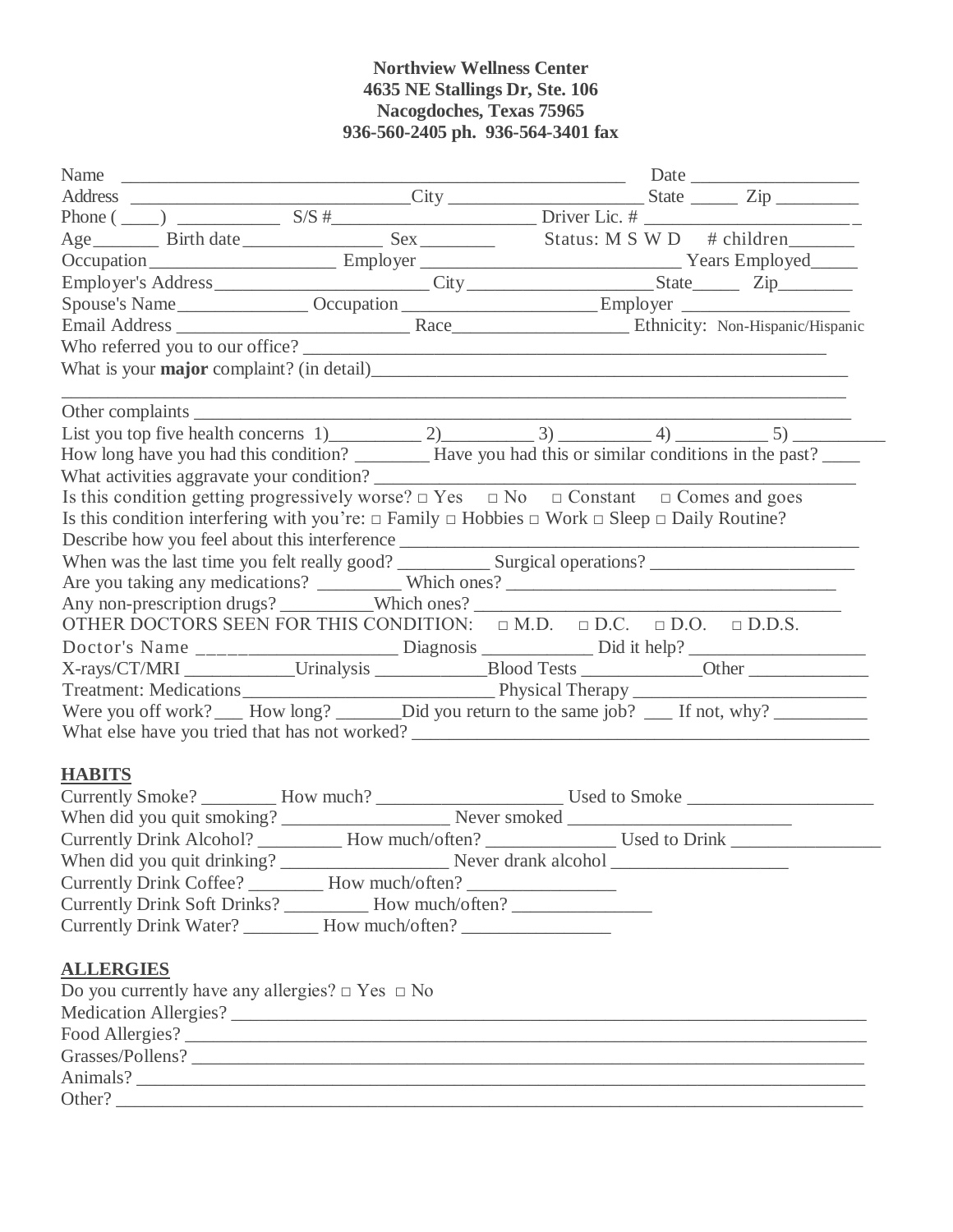**Northview Wellness Center**
**4635 NE Stallings Dr, Ste. 106**
**Nacogdoches, Texas 75965**
**936-560-2405 ph. 936-564-3401 fax**

Name ________________________________________________________ Date __________________

Address _____________________________City _____________________ State _____ Zip _________

Phone (____) ___________ S/S #______________________ Driver Lic. # _______________________

Age_______ Birth date_______________ Sex ________ Status: M S W D # children_______

Occupation___________________ Employer ___________________________ Years Employed_____

Employer's Address______________________City ___________________State_____ Zip________

Spouse's Name_____________ Occupation ___________________Employer _________________

Email Address _________________________ Race__________________ Ethnicity: Non-Hispanic/Hispanic

Who referred you to our office? _________________________________________________________

What is your **major** complaint? (in detail)_____________________________________________________

_____________________________________________________________________________________

Other complaints ______________________________________________________________________

List you top five health concerns 1)_________ 2)_________ 3) _________ 4) _________ 5) _________

How long have you had this condition? ________ Have you had this or similar conditions in the past? ____

What activities aggravate your condition? __________________________________________________

Is this condition getting progressively worse? □ Yes □ No □ Constant □ Comes and goes

Is this condition interfering with you're: □ Family □ Hobbies □ Work □ Sleep □ Daily Routine?

Describe how you feel about this interference ________________________________________________

When was the last time you felt really good? _________ Surgical operations? _____________________

Are you taking any medications? _________ Which ones? ___________________________________

Any non-prescription drugs? _________Which ones? _______________________________________

OTHER DOCTORS SEEN FOR THIS CONDITION: □ M.D. □ D.C. □ D.O. □ D.D.S.

Doctor's Name ____________________ Diagnosis ___________ Did it help? __________________

X-rays/CT/MRI ___________Urinalysis ____________Blood Tests _____________Other _____________

Treatment: Medications_____________________________ Physical Therapy ________________________

Were you off work? ___ How long? _______Did you return to the same job? ___ If not, why? _________

What else have you tried that has not worked? _______________________________________________

## HABITS

Currently Smoke? ________ How much? ___________________ Used to Smoke ___________________

When did you quit smoking? __________________ Never smoked ________________________

Currently Drink Alcohol? _________ How much/often? ______________ Used to Drink ________________

When did you quit drinking? __________________ Never drank alcohol ___________________

Currently Drink Coffee? ________ How much/often? ________________

Currently Drink Soft Drinks? _________ How much/often? _______________

Currently Drink Water? ________ How much/often? ________________

## ALLERGIES

Do you currently have any allergies? □ Yes □ No

Medication Allergies? ___________________________________________________________________

Food Allergies? _________________________________________________________________________

Grasses/Pollens? _______________________________________________________________________

Animals? ______________________________________________________________________________

Other? ________________________________________________________________________________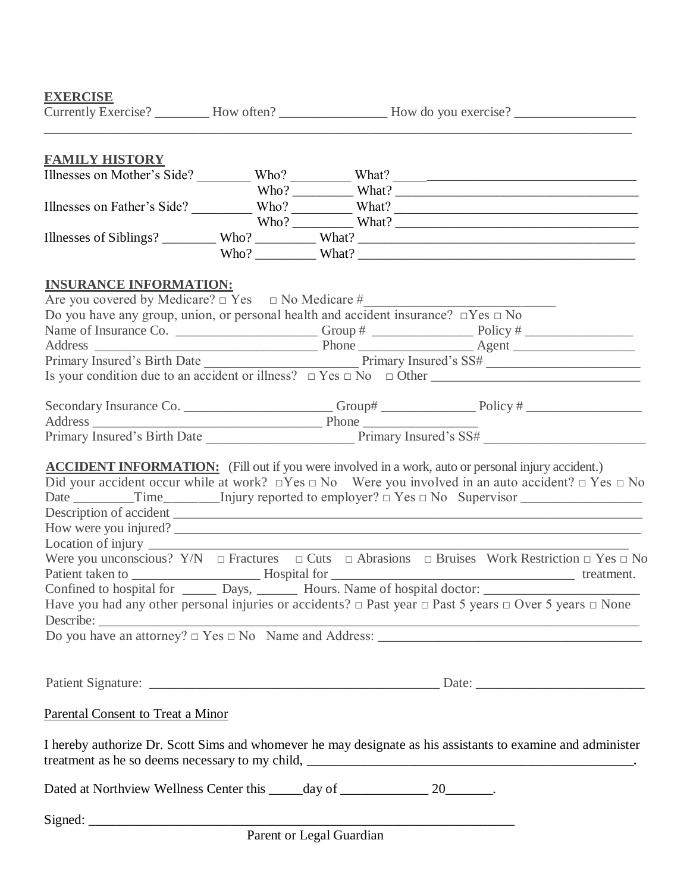**EXERCISE**

Currently Exercise? ________ How often? ________________ How do you exercise? __________________
______________________________________________________________________________________

**FAMILY HISTORY**

Illnesses on Mother's Side? ________ Who? _________ What? _________________________________
Who? _________ What? _________________________________
Illnesses on Father's Side? _________ Who? _________ What? _________________________________
Who? _________ What? _________________________________
Illnesses of Siblings? ________ Who? _________ What? _________________________________
Who? _________ What? _________________________________

**INSURANCE INFORMATION:**

Are you covered by Medicare? □ Yes □ No Medicare #___________________________
Do you have any group, union, or personal health and accident insurance? □Yes □ No
Name of Insurance Co. ______________________ Group # _______________ Policy # ________________
Address __________________________________ Phone ________________ Agent __________________
Primary Insured's Birth Date ______________________ Primary Insured's SS# ______________________
Is your condition due to an accident or illness? □ Yes □ No □ Other ______________________________

Secondary Insurance Co. ______________________ Group# ______________ Policy # _________________
Address __________________________________ Phone _________________
Primary Insured's Birth Date ______________________ Primary Insured's SS# ________________________

**ACCIDENT INFORMATION:** (Fill out if you were involved in a work, auto or personal injury accident.)

Did your accident occur while at work? □Yes □ No Were you involved in an auto accident? □ Yes □ No
Date _________Time________Injury reported to employer? □ Yes □ No Supervisor __________________
Description of accident ____________________________________________________________________
How were you injured? _____________________________________________________________________
Location of injury _________________________________________________________________________
Were you unconscious? Y/N □ Fractures □ Cuts □ Abrasions □ Bruises Work Restriction □ Yes □ No
Patient taken to ___________________ Hospital for ___________________________________ treatment.
Confined to hospital for _____ Days, ______ Hours. Name of hospital doctor: _______________________
Have you had any other personal injuries or accidents? □ Past year □ Past 5 years □ Over 5 years □ None
Describe: _________________________________________________________________________________
Do you have an attorney? □ Yes □ No Name and Address: _______________________________________

Patient Signature: ____________________________________________ Date: _________________________

Parental Consent to Treat a Minor

I hereby authorize Dr. Scott Sims and whomever he may designate as his assistants to examine and administer treatment as he so deems necessary to my child, __________________________________________________.

Dated at Northview Wellness Center this _____day of _____________ 20_______.

Signed: ________________________________________________________________
Parent or Legal Guardian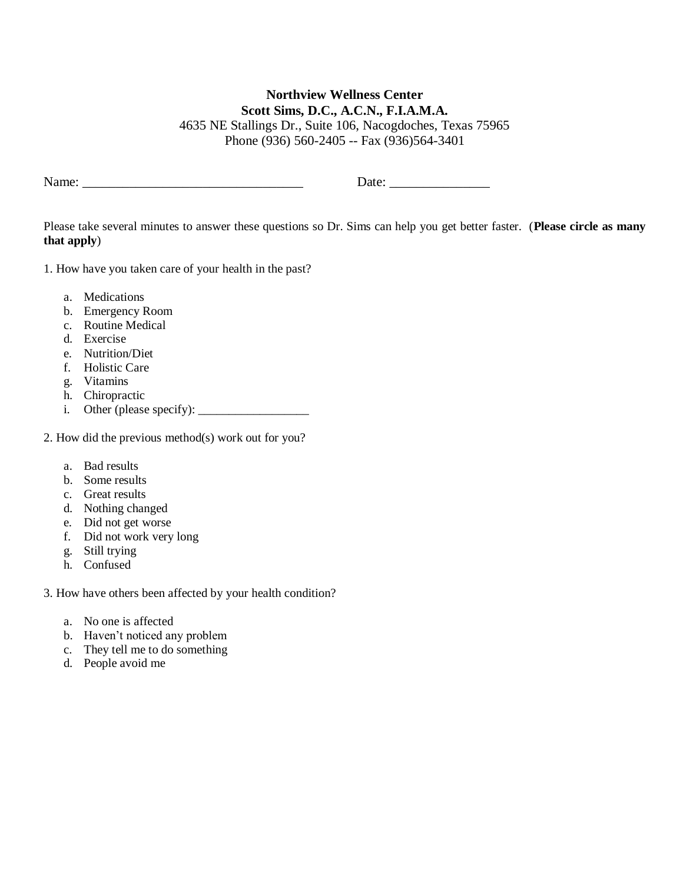**Northview Wellness Center**
**Scott Sims, D.C., A.C.N., F.I.A.M.A.**
4635 NE Stallings Dr., Suite 106, Nacogdoches, Texas 75965
Phone (936) 560-2405 -- Fax (936)564-3401

Name: _________________________________ Date: _______________

Please take several minutes to answer these questions so Dr. Sims can help you get better faster. (**Please circle as many that apply**)

1. How have you taken care of your health in the past?

   a. Medications
   b. Emergency Room
   c. Routine Medical
   d. Exercise
   e. Nutrition/Diet
   f. Holistic Care
   g. Vitamins
   h. Chiropractic
   i. Other (please specify): __________________

2. How did the previous method(s) work out for you?

   a. Bad results
   b. Some results
   c. Great results
   d. Nothing changed
   e. Did not get worse
   f. Did not work very long
   g. Still trying
   h. Confused

3. How have others been affected by your health condition?

   a. No one is affected
   b. Haven't noticed any problem
   c. They tell me to do something
   d. People avoid me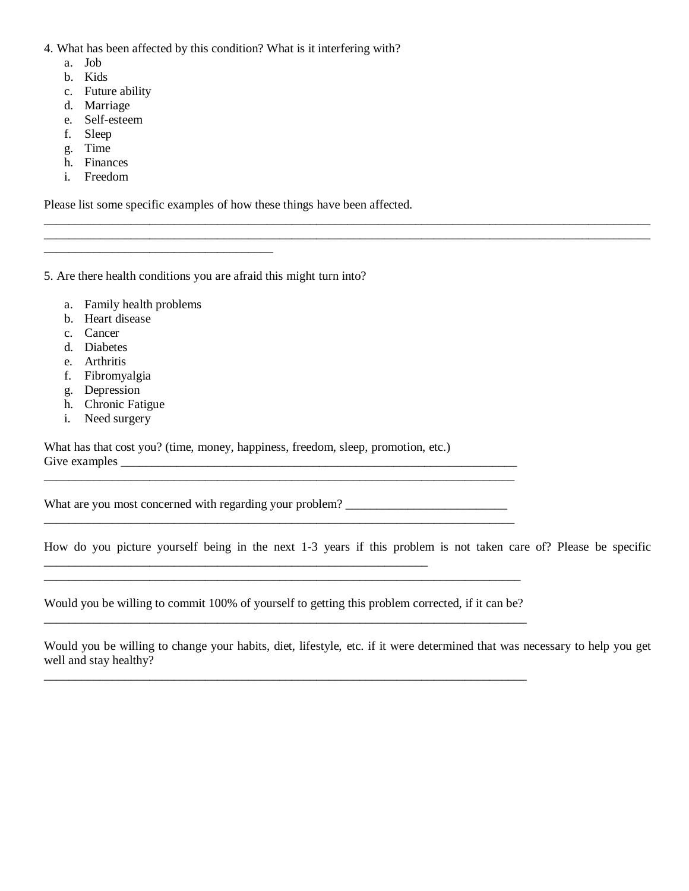4. What has been affected by this condition? What is it interfering with?
   a. Job
   b. Kids
   c. Future ability
   d. Marriage
   e. Self-esteem
   f. Sleep
   g. Time
   h. Finances
   i. Freedom

Please list some specific examples of how these things have been affected.
______________________________________________________________________________________________
______________________________________________________________________________________________
____________________________________

5. Are there health conditions you are afraid this might turn into?

   a. Family health problems
   b. Heart disease
   c. Cancer
   d. Diabetes
   e. Arthritis
   f. Fibromyalgia
   g. Depression
   h. Chronic Fatigue
   i. Need surgery

What has that cost you? (time, money, happiness, freedom, sleep, promotion, etc.)
Give examples ______________________________________________________________
__________________________________________________________________________

What are you most concerned with regarding your problem? _________________________
__________________________________________________________________________

How do you picture yourself being in the next 1-3 years if this problem is not taken care of? Please be specific ____________________________________________________________
___________________________________________________________________________

Would you be willing to commit 100% of yourself to getting this problem corrected, if it can be?
___________________________________________________________________________

Would you be willing to change your habits, diet, lifestyle, etc. if it were determined that was necessary to help you get well and stay healthy?
___________________________________________________________________________